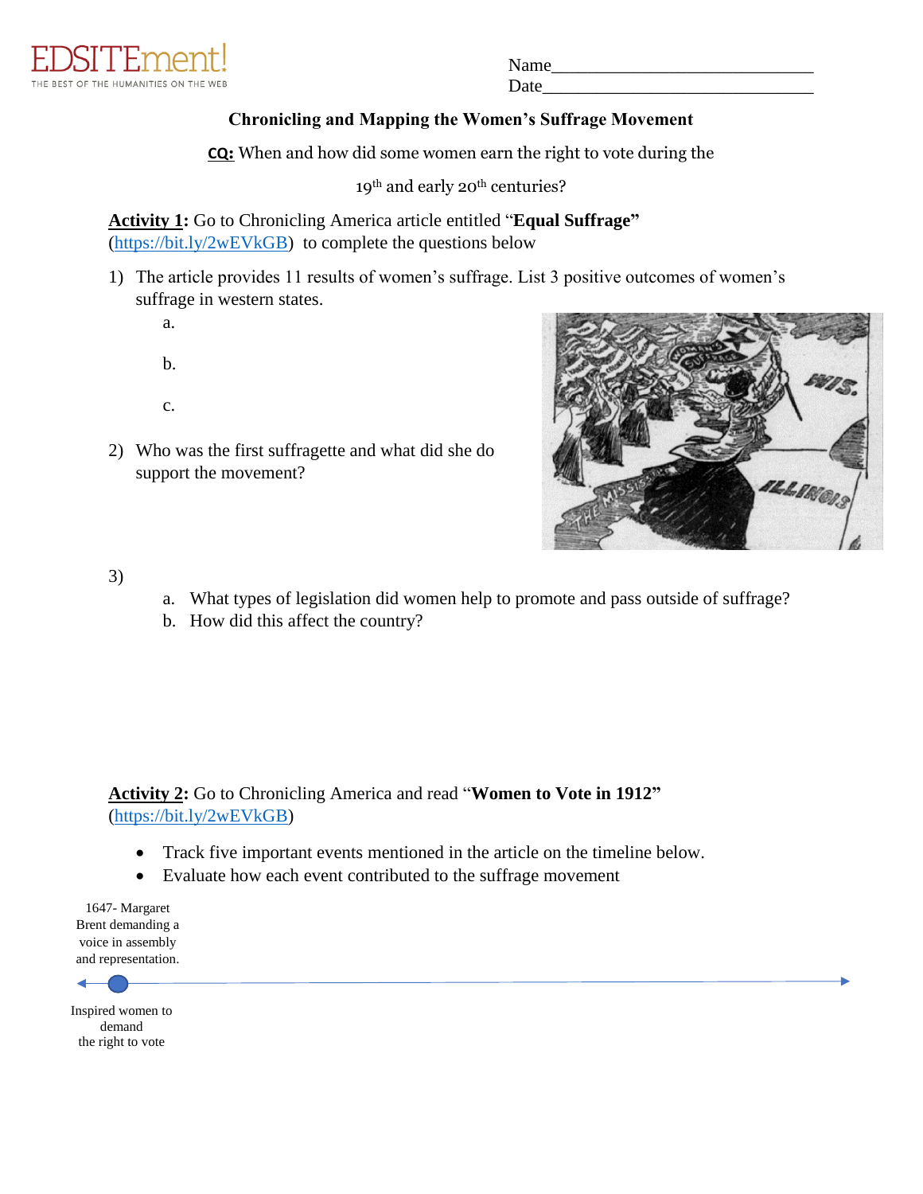EDSITEment!
THE BEST OF THE HUMANITIES ON THE WEB

Name____________________________
Date_____________________________

## Chronicling and Mapping the Women's Suffrage Movement

**CQ:** When and how did some women earn the right to vote during the 19th and early 20th centuries?

**Activity 1:** Go to Chronicling America article entitled "**Equal Suffrage**" (https://bit.ly/2wEVkGB) to complete the questions below

1) The article provides 11 results of women's suffrage. List 3 positive outcomes of women's suffrage in western states.
   a.
   
   b.
   
   c.

2) Who was the first suffragette and what did she do support the movement?

3)
   a. What types of legislation did women help to promote and pass outside of suffrage?
   b. How did this affect the country?

**Activity 2:** Go to Chronicling America and read "**Women to Vote in 1912**" (https://bit.ly/2wEVkGB)

- Track five important events mentioned in the article on the timeline below.
- Evaluate how each event contributed to the suffrage movement

1647- Margaret Brent demanding a voice in assembly and representation.

Inspired women to demand the right to vote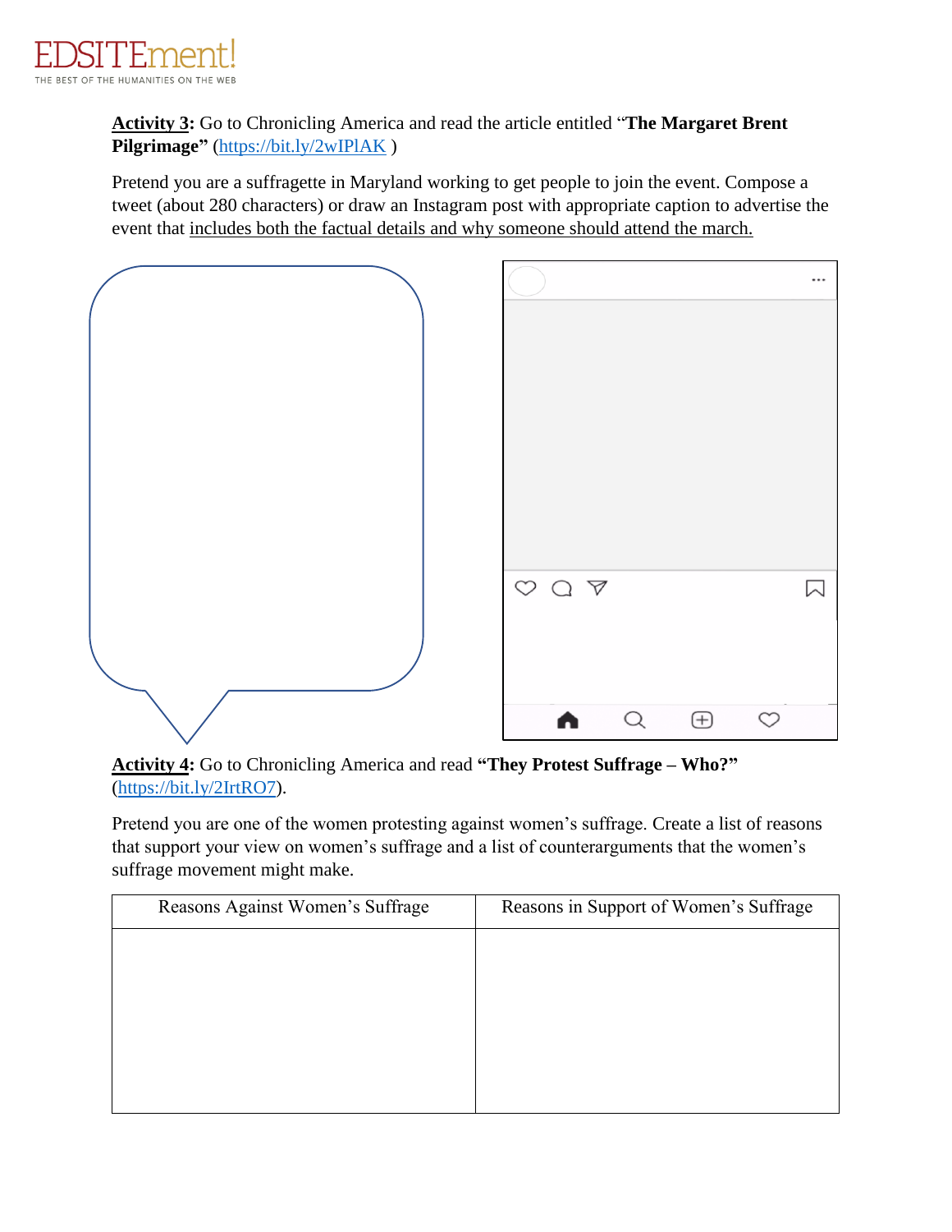**Activity 3:** Go to Chronicling America and read the article entitled "**The Margaret Brent Pilgrimage**" (https://bit.ly/2wIPlAK )

Pretend you are a suffragette in Maryland working to get people to join the event. Compose a tweet (about 280 characters) or draw an Instagram post with appropriate caption to advertise the event that includes both the factual details and why someone should attend the march.

**Activity 4:** Go to Chronicling America and read **"They Protest Suffrage – Who?"** (https://bit.ly/2IrtRO7).

Pretend you are one of the women protesting against women's suffrage. Create a list of reasons that support your view on women's suffrage and a list of counterarguments that the women's suffrage movement might make.

| Reasons Against Women's Suffrage | Reasons in Support of Women's Suffrage |
| --- | --- |
| | |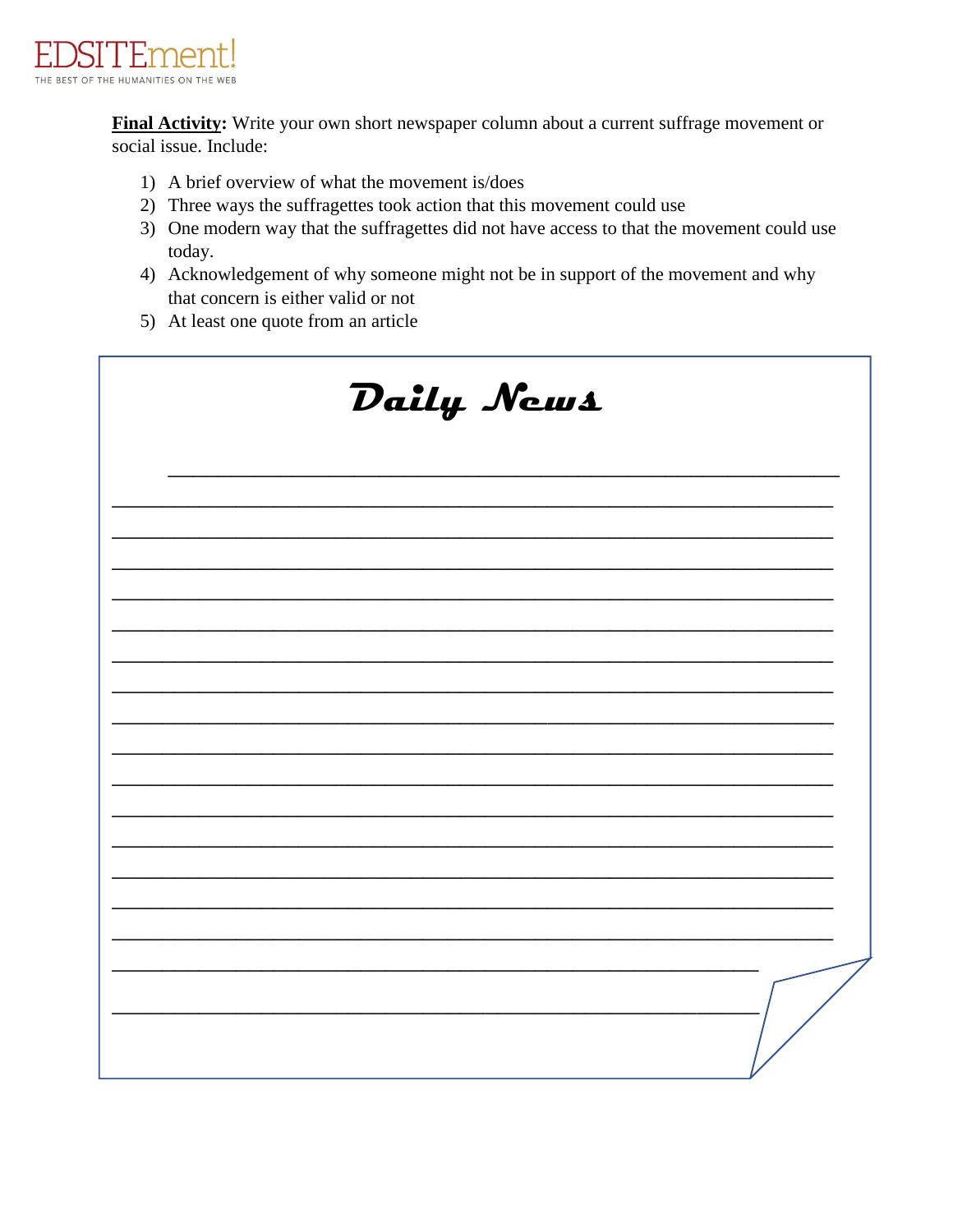**Final Activity**: Write your own short newspaper column about a current suffrage movement or social issue. Include:

1) A brief overview of what the movement is/does
2) Three ways the suffragettes took action that this movement could use
3) One modern way that the suffragettes did not have access to that the movement could use today.
4) Acknowledgement of why someone might not be in support of the movement and why that concern is either valid or not
5) At least one quote from an article

# Daily News

_______________________________________________________________

_______________________________________________________________

_______________________________________________________________

_______________________________________________________________

_______________________________________________________________

_______________________________________________________________

_______________________________________________________________

_______________________________________________________________

_______________________________________________________________

_______________________________________________________________

_______________________________________________________________

_______________________________________________________________

_______________________________________________________________

_______________________________________________________________

_______________________________________________________________

_______________________________________________________________

_______________________________________________________________

_______________________________________________________________